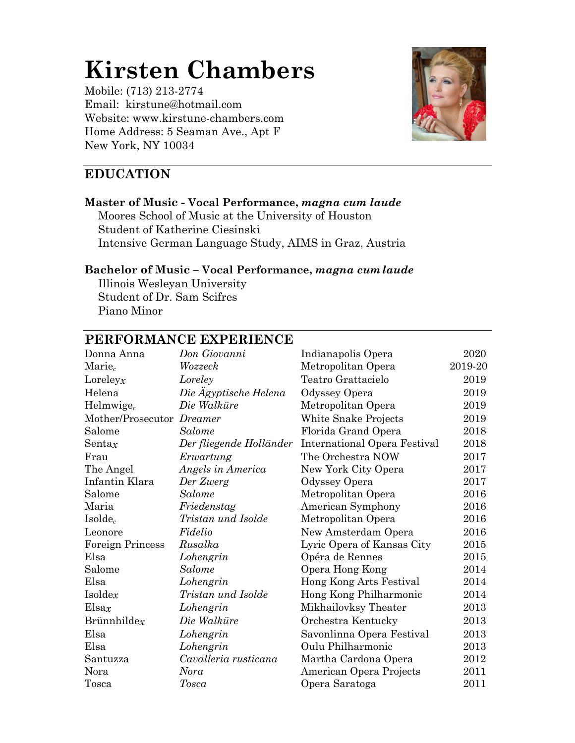# Kirsten Chambers

Mobile: (713) 213-2774
Email: kirstune@hotmail.com
Website: www.kirstune-chambers.com
Home Address: 5 Seaman Ave., Apt F
New York, NY 10034

## EDUCATION

**Master of Music - Vocal Performance, *magna cum laude***
Moores School of Music at the University of Houston
Student of Katherine Ciesinski
Intensive German Language Study, AIMS in Graz, Austria

**Bachelor of Music – Vocal Performance, *magna cum laude***
Illinois Wesleyan University
Student of Dr. Sam Scifres
Piano Minor

## PERFORMANCE EXPERIENCE

| | | | |
|---|---|---|---|
| Donna Anna | *Don Giovanni* | Indianapolis Opera | 2020 |
| Marie$_c$ | *Wozzeck* | Metropolitan Opera | 2019-20 |
| Loreley$_x$ | *Loreley* | Teatro Grattacielo | 2019 |
| Helena | *Die Ägyptische Helena* | Odyssey Opera | 2019 |
| Helmwige$_c$ | *Die Walküre* | Metropolitan Opera | 2019 |
| Mother/Prosecutor | *Dreamer* | White Snake Projects | 2019 |
| Salome | *Salome* | Florida Grand Opera | 2018 |
| Senta$_x$ | *Der fliegende Holländer* | International Opera Festival | 2018 |
| Frau | *Erwartung* | The Orchestra NOW | 2017 |
| The Angel | *Angels in America* | New York City Opera | 2017 |
| Infantin Klara | *Der Zwerg* | Odyssey Opera | 2017 |
| Salome | *Salome* | Metropolitan Opera | 2016 |
| Maria | *Friedenstag* | American Symphony | 2016 |
| Isolde$_c$ | *Tristan und Isolde* | Metropolitan Opera | 2016 |
| Leonore | *Fidelio* | New Amsterdam Opera | 2016 |
| Foreign Princess | *Rusalka* | Lyric Opera of Kansas City | 2015 |
| Elsa | *Lohengrin* | Opéra de Rennes | 2015 |
| Salome | *Salome* | Opera Hong Kong | 2014 |
| Elsa | *Lohengrin* | Hong Kong Arts Festival | 2014 |
| Isolde$_x$ | *Tristan und Isolde* | Hong Kong Philharmonic | 2014 |
| Elsa$_x$ | *Lohengrin* | Mikhailovksy Theater | 2013 |
| Brünnhilde$_x$ | *Die Walküre* | Orchestra Kentucky | 2013 |
| Elsa | *Lohengrin* | Savonlinna Opera Festival | 2013 |
| Elsa | *Lohengrin* | Oulu Philharmonic | 2013 |
| Santuzza | *Cavalleria rusticana* | Martha Cardona Opera | 2012 |
| Nora | *Nora* | American Opera Projects | 2011 |
| Tosca | *Tosca* | Opera Saratoga | 2011 |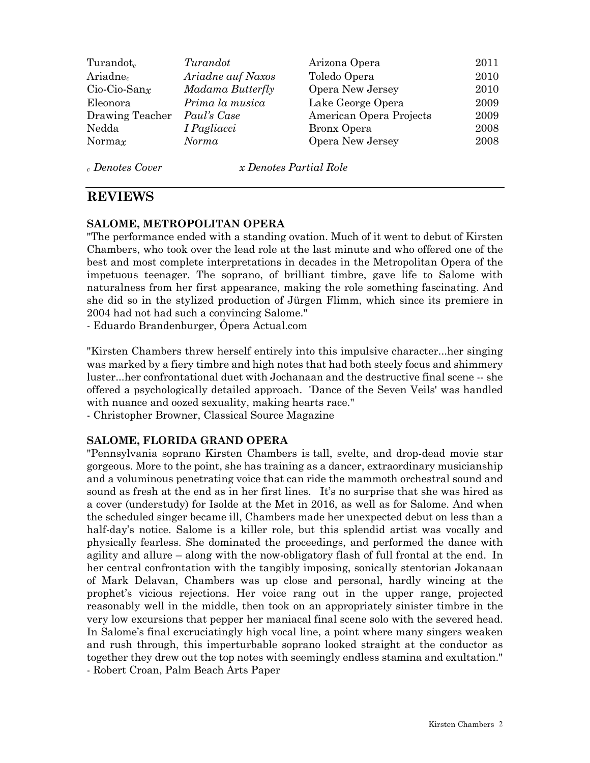| | | | |
|---|---|---|---|
| Turandot$_c$ | *Turandot* | Arizona Opera | 2011 |
| Ariadne$_c$ | *Ariadne auf Naxos* | Toledo Opera | 2010 |
| Cio-Cio-San$_x$ | *Madama Butterfly* | Opera New Jersey | 2010 |
| Eleonora | *Prima la musica* | Lake George Opera | 2009 |
| Drawing Teacher | *Paul's Case* | American Opera Projects | 2009 |
| Nedda | *I Pagliacci* | Bronx Opera | 2008 |
| Norma$_x$ | *Norma* | Opera New Jersey | 2008 |

*$_c$ Denotes Cover* *x Denotes Partial Role*

## REVIEWS

**SALOME, METROPOLITAN OPERA**

"The performance ended with a standing ovation. Much of it went to debut of Kirsten Chambers, who took over the lead role at the last minute and who offered one of the best and most complete interpretations in decades in the Metropolitan Opera of the impetuous teenager. The soprano, of brilliant timbre, gave life to Salome with naturalness from her first appearance, making the role something fascinating. And she did so in the stylized production of Jürgen Flimm, which since its premiere in 2004 had not had such a convincing Salome."
- Eduardo Brandenburger, Ópera Actual.com

"Kirsten Chambers threw herself entirely into this impulsive character...her singing was marked by a fiery timbre and high notes that had both steely focus and shimmery luster...her confrontational duet with Jochanaan and the destructive final scene -- she offered a psychologically detailed approach. 'Dance of the Seven Veils' was handled with nuance and oozed sexuality, making hearts race."
- Christopher Browner, Classical Source Magazine

**SALOME, FLORIDA GRAND OPERA**

"Pennsylvania soprano Kirsten Chambers is tall, svelte, and drop-dead movie star gorgeous. More to the point, she has training as a dancer, extraordinary musicianship and a voluminous penetrating voice that can ride the mammoth orchestral sound and sound as fresh at the end as in her first lines. It's no surprise that she was hired as a cover (understudy) for Isolde at the Met in 2016, as well as for Salome. And when the scheduled singer became ill, Chambers made her unexpected debut on less than a half-day's notice. Salome is a killer role, but this splendid artist was vocally and physically fearless. She dominated the proceedings, and performed the dance with agility and allure – along with the now-obligatory flash of full frontal at the end. In her central confrontation with the tangibly imposing, sonically stentorian Jokanaan of Mark Delavan, Chambers was up close and personal, hardly wincing at the prophet's vicious rejections. Her voice rang out in the upper range, projected reasonably well in the middle, then took on an appropriately sinister timbre in the very low excursions that pepper her maniacal final scene solo with the severed head. In Salome's final excruciatingly high vocal line, a point where many singers weaken and rush through, this imperturbable soprano looked straight at the conductor as together they drew out the top notes with seemingly endless stamina and exultation."
- Robert Croan, Palm Beach Arts Paper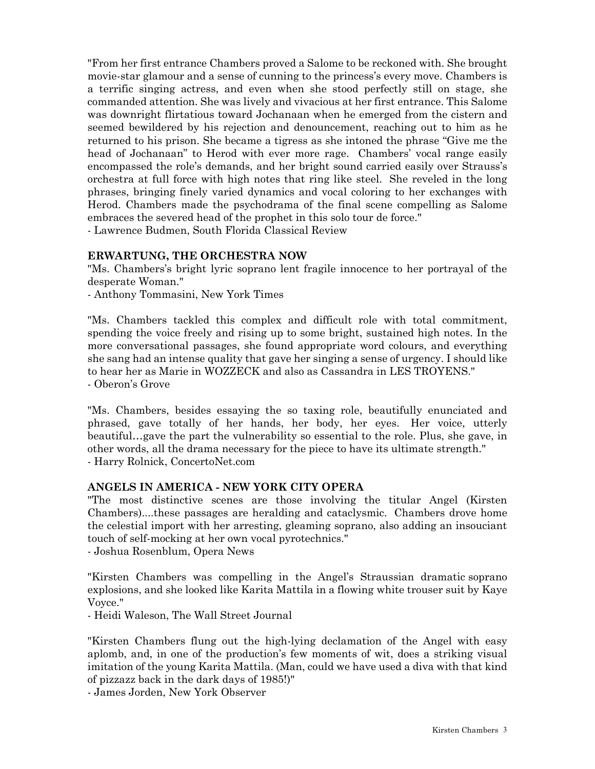"From her first entrance Chambers proved a Salome to be reckoned with. She brought movie-star glamour and a sense of cunning to the princess's every move. Chambers is a terrific singing actress, and even when she stood perfectly still on stage, she commanded attention. She was lively and vivacious at her first entrance. This Salome was downright flirtatious toward Jochanaan when he emerged from the cistern and seemed bewildered by his rejection and denouncement, reaching out to him as he returned to his prison. She became a tigress as she intoned the phrase "Give me the head of Jochanaan" to Herod with ever more rage. Chambers' vocal range easily encompassed the role's demands, and her bright sound carried easily over Strauss's orchestra at full force with high notes that ring like steel. She reveled in the long phrases, bringing finely varied dynamics and vocal coloring to her exchanges with Herod. Chambers made the psychodrama of the final scene compelling as Salome embraces the severed head of the prophet in this solo tour de force."
- Lawrence Budmen, South Florida Classical Review

**ERWARTUNG, THE ORCHESTRA NOW**

"Ms. Chambers's bright lyric soprano lent fragile innocence to her portrayal of the desperate Woman."
- Anthony Tommasini, New York Times

"Ms. Chambers tackled this complex and difficult role with total commitment, spending the voice freely and rising up to some bright, sustained high notes. In the more conversational passages, she found appropriate word colours, and everything she sang had an intense quality that gave her singing a sense of urgency. I should like to hear her as Marie in WOZZECK and also as Cassandra in LES TROYENS."
- Oberon's Grove

"Ms. Chambers, besides essaying the so taxing role, beautifully enunciated and phrased, gave totally of her hands, her body, her eyes. Her voice, utterly beautiful…gave the part the vulnerability so essential to the role. Plus, she gave, in other words, all the drama necessary for the piece to have its ultimate strength."
- Harry Rolnick, ConcertoNet.com

**ANGELS IN AMERICA - NEW YORK CITY OPERA**

"The most distinctive scenes are those involving the titular Angel (Kirsten Chambers)....these passages are heralding and cataclysmic. Chambers drove home the celestial import with her arresting, gleaming soprano, also adding an insouciant touch of self-mocking at her own vocal pyrotechnics."
- Joshua Rosenblum, Opera News

"Kirsten Chambers was compelling in the Angel's Straussian dramatic soprano explosions, and she looked like Karita Mattila in a flowing white trouser suit by Kaye Voyce."
- Heidi Waleson, The Wall Street Journal

"Kirsten Chambers flung out the high-lying declamation of the Angel with easy aplomb, and, in one of the production's few moments of wit, does a striking visual imitation of the young Karita Mattila. (Man, could we have used a diva with that kind of pizzazz back in the dark days of 1985!)"
- James Jorden, New York Observer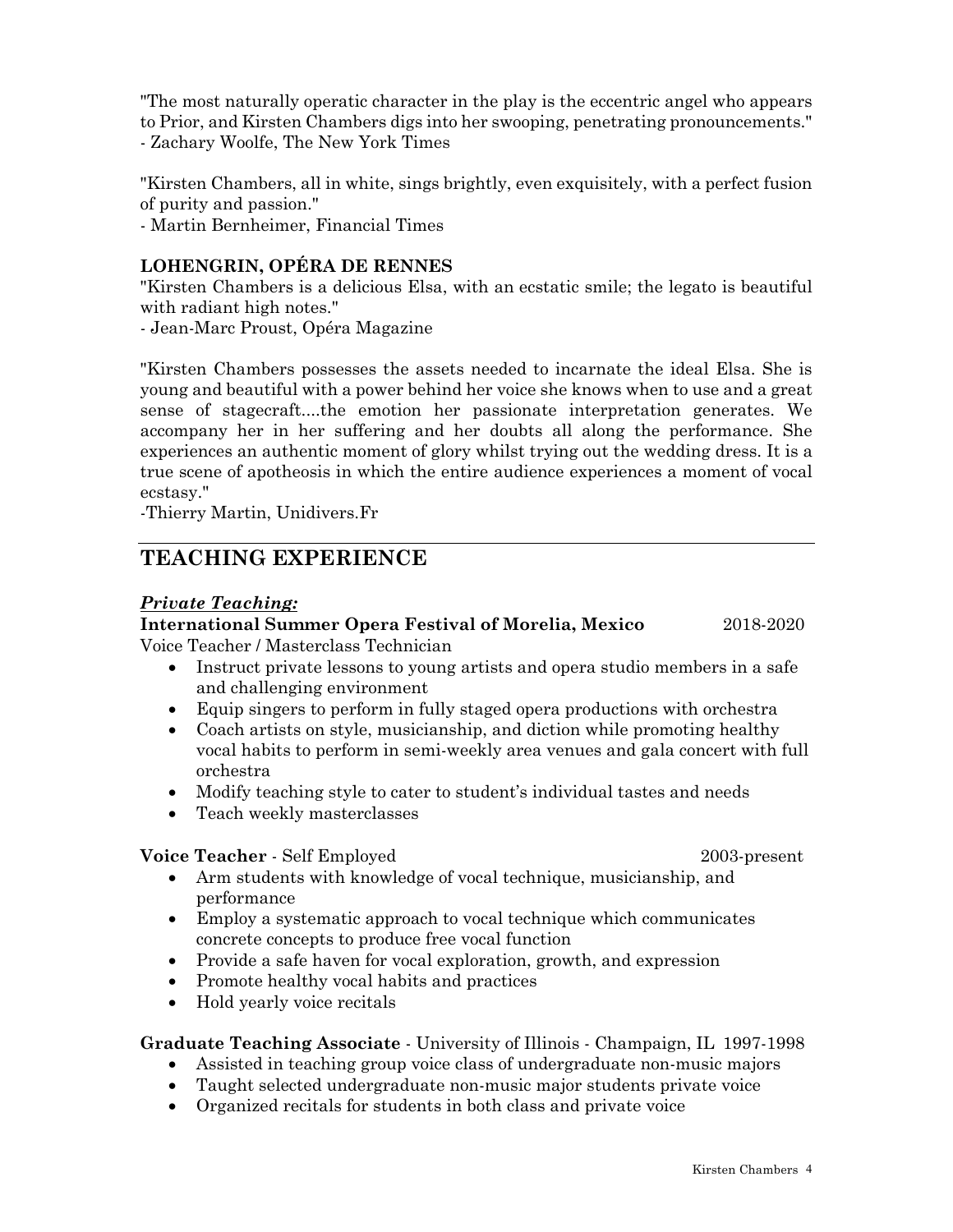"The most naturally operatic character in the play is the eccentric angel who appears to Prior, and Kirsten Chambers digs into her swooping, penetrating pronouncements."
- Zachary Woolfe, The New York Times

"Kirsten Chambers, all in white, sings brightly, even exquisitely, with a perfect fusion of purity and passion."
- Martin Bernheimer, Financial Times

**LOHENGRIN, OPÉRA DE RENNES**
"Kirsten Chambers is a delicious Elsa, with an ecstatic smile; the legato is beautiful with radiant high notes."
- Jean-Marc Proust, Opéra Magazine

"Kirsten Chambers possesses the assets needed to incarnate the ideal Elsa. She is young and beautiful with a power behind her voice she knows when to use and a great sense of stagecraft....the emotion her passionate interpretation generates. We accompany her in her suffering and her doubts all along the performance. She experiences an authentic moment of glory whilst trying out the wedding dress. It is a true scene of apotheosis in which the entire audience experiences a moment of vocal ecstasy."
-Thierry Martin, Unidivers.Fr

## TEACHING EXPERIENCE

***Private Teaching:***

**International Summer Opera Festival of Morelia, Mexico** 2018-2020
Voice Teacher / Masterclass Technician

- Instruct private lessons to young artists and opera studio members in a safe and challenging environment
- Equip singers to perform in fully staged opera productions with orchestra
- Coach artists on style, musicianship, and diction while promoting healthy vocal habits to perform in semi-weekly area venues and gala concert with full orchestra
- Modify teaching style to cater to student's individual tastes and needs
- Teach weekly masterclasses

**Voice Teacher** - Self Employed 2003-present

- Arm students with knowledge of vocal technique, musicianship, and performance
- Employ a systematic approach to vocal technique which communicates concrete concepts to produce free vocal function
- Provide a safe haven for vocal exploration, growth, and expression
- Promote healthy vocal habits and practices
- Hold yearly voice recitals

**Graduate Teaching Associate** - University of Illinois - Champaign, IL 1997-1998

- Assisted in teaching group voice class of undergraduate non-music majors
- Taught selected undergraduate non-music major students private voice
- Organized recitals for students in both class and private voice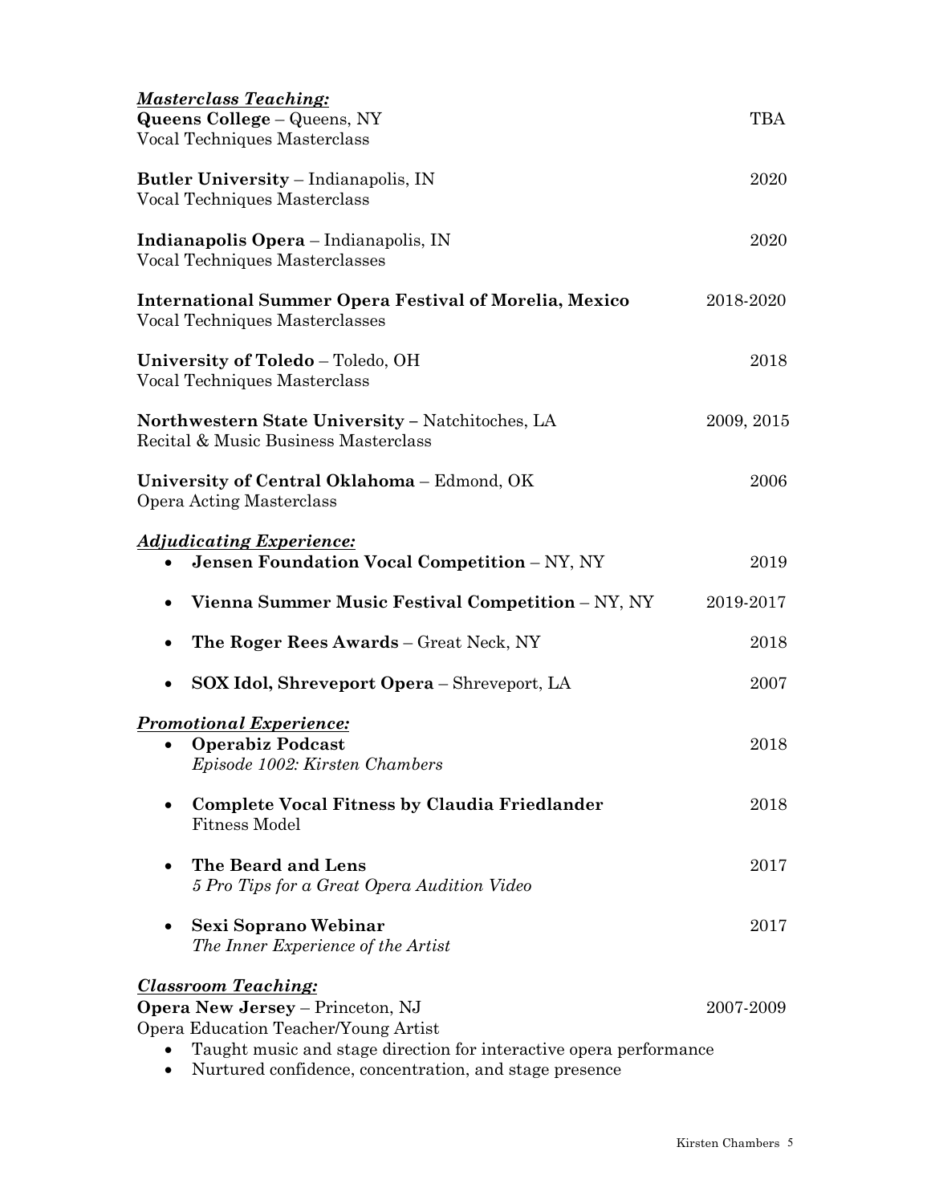***Masterclass Teaching:***

**Queens College** – Queens, NY — TBA
Vocal Techniques Masterclass

**Butler University** – Indianapolis, IN — 2020
Vocal Techniques Masterclass

**Indianapolis Opera** – Indianapolis, IN — 2020
Vocal Techniques Masterclasses

**International Summer Opera Festival of Morelia, Mexico** — 2018-2020
Vocal Techniques Masterclasses

**University of Toledo** – Toledo, OH — 2018
Vocal Techniques Masterclass

**Northwestern State University** – Natchitoches, LA — 2009, 2015
Recital & Music Business Masterclass

**University of Central Oklahoma** – Edmond, OK — 2006
Opera Acting Masterclass

***Adjudicating Experience:***

- **Jensen Foundation Vocal Competition** – NY, NY — 2019
- **Vienna Summer Music Festival Competition** – NY, NY — 2019-2017
- **The Roger Rees Awards** – Great Neck, NY — 2018
- **SOX Idol, Shreveport Opera** – Shreveport, LA — 2007

***Promotional Experience:***

- **Operabiz Podcast** — 2018
  *Episode 1002: Kirsten Chambers*
- **Complete Vocal Fitness by Claudia Friedlander** — 2018
  Fitness Model
- **The Beard and Lens** — 2017
  *5 Pro Tips for a Great Opera Audition Video*
- **Sexi Soprano Webinar** — 2017
  *The Inner Experience of the Artist*

***Classroom Teaching:***

**Opera New Jersey** – Princeton, NJ — 2007-2009
Opera Education Teacher/Young Artist

- Taught music and stage direction for interactive opera performance
- Nurtured confidence, concentration, and stage presence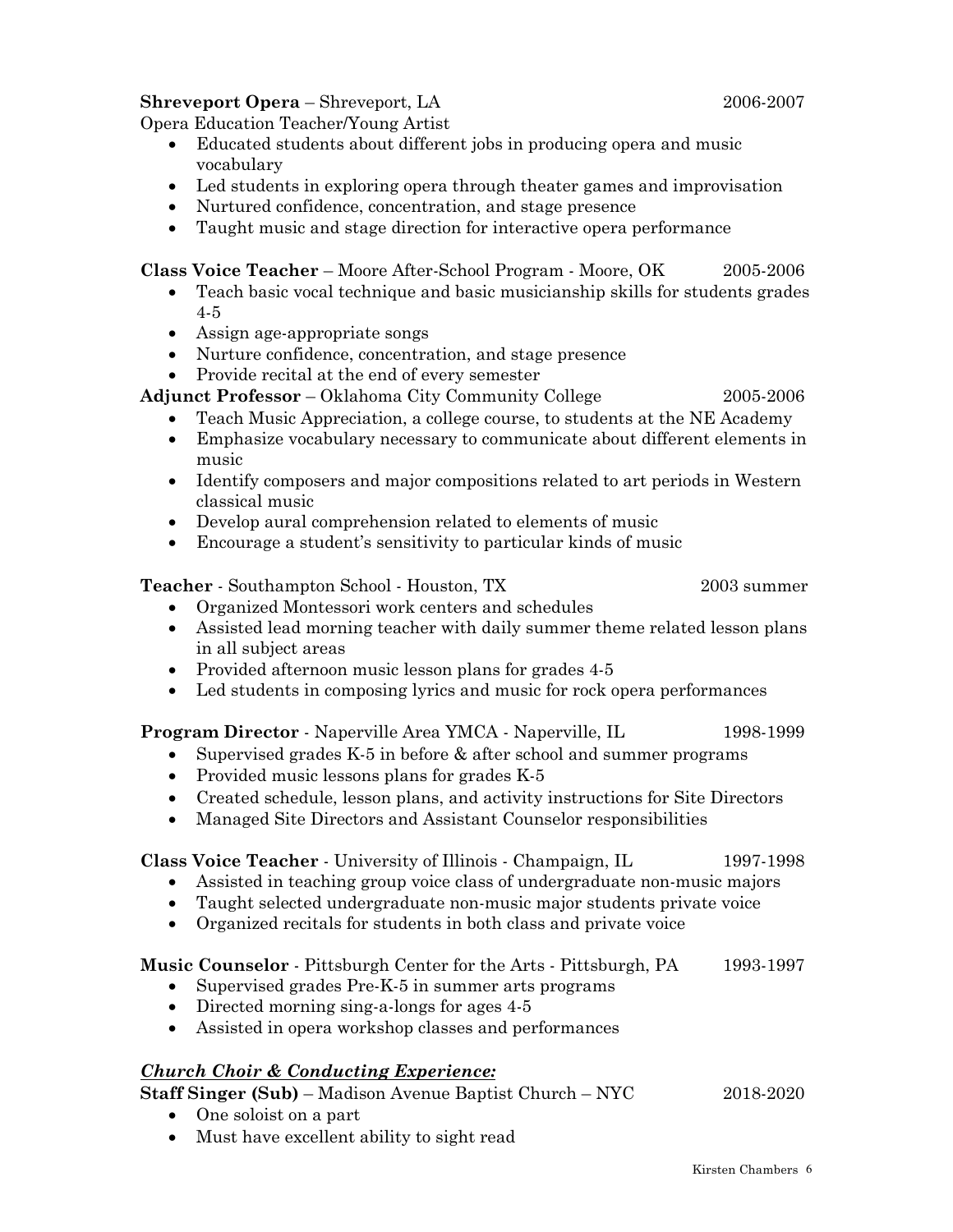**Shreveport Opera** – Shreveport, LA 2006-2007

Opera Education Teacher/Young Artist

- Educated students about different jobs in producing opera and music vocabulary
- Led students in exploring opera through theater games and improvisation
- Nurtured confidence, concentration, and stage presence
- Taught music and stage direction for interactive opera performance

**Class Voice Teacher** – Moore After-School Program - Moore, OK 2005-2006

- Teach basic vocal technique and basic musicianship skills for students grades 4-5
- Assign age-appropriate songs
- Nurture confidence, concentration, and stage presence
- Provide recital at the end of every semester

**Adjunct Professor** – Oklahoma City Community College 2005-2006

- Teach Music Appreciation, a college course, to students at the NE Academy
- Emphasize vocabulary necessary to communicate about different elements in music
- Identify composers and major compositions related to art periods in Western classical music
- Develop aural comprehension related to elements of music
- Encourage a student's sensitivity to particular kinds of music

**Teacher** - Southampton School - Houston, TX 2003 summer

- Organized Montessori work centers and schedules
- Assisted lead morning teacher with daily summer theme related lesson plans in all subject areas
- Provided afternoon music lesson plans for grades 4-5
- Led students in composing lyrics and music for rock opera performances

**Program Director** - Naperville Area YMCA - Naperville, IL 1998-1999

- Supervised grades K-5 in before & after school and summer programs
- Provided music lessons plans for grades K-5
- Created schedule, lesson plans, and activity instructions for Site Directors
- Managed Site Directors and Assistant Counselor responsibilities

**Class Voice Teacher** - University of Illinois - Champaign, IL 1997-1998

- Assisted in teaching group voice class of undergraduate non-music majors
- Taught selected undergraduate non-music major students private voice
- Organized recitals for students in both class and private voice

**Music Counselor** - Pittsburgh Center for the Arts - Pittsburgh, PA 1993-1997

- Supervised grades Pre-K-5 in summer arts programs
- Directed morning sing-a-longs for ages 4-5
- Assisted in opera workshop classes and performances

## ***Church Choir & Conducting Experience:***

**Staff Singer (Sub)** – Madison Avenue Baptist Church – NYC 2018-2020

- One soloist on a part
- Must have excellent ability to sight read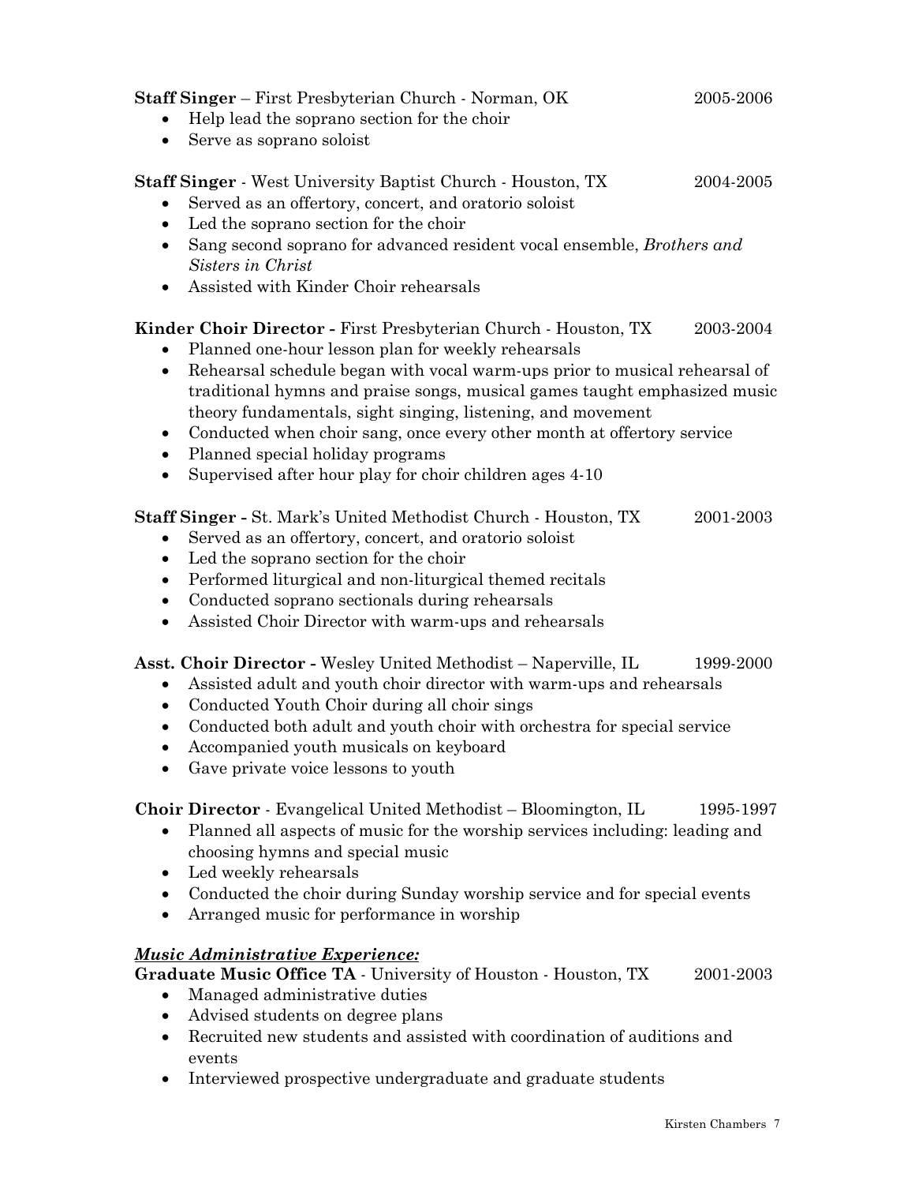**Staff Singer** – First Presbyterian Church - Norman, OK 2005-2006

- Help lead the soprano section for the choir
- Serve as soprano soloist

**Staff Singer** - West University Baptist Church - Houston, TX 2004-2005

- Served as an offertory, concert, and oratorio soloist
- Led the soprano section for the choir
- Sang second soprano for advanced resident vocal ensemble, *Brothers and Sisters in Christ*
- Assisted with Kinder Choir rehearsals

**Kinder Choir Director -** First Presbyterian Church - Houston, TX 2003-2004

- Planned one-hour lesson plan for weekly rehearsals
- Rehearsal schedule began with vocal warm-ups prior to musical rehearsal of traditional hymns and praise songs, musical games taught emphasized music theory fundamentals, sight singing, listening, and movement
- Conducted when choir sang, once every other month at offertory service
- Planned special holiday programs
- Supervised after hour play for choir children ages 4-10

**Staff Singer -** St. Mark's United Methodist Church - Houston, TX 2001-2003

- Served as an offertory, concert, and oratorio soloist
- Led the soprano section for the choir
- Performed liturgical and non-liturgical themed recitals
- Conducted soprano sectionals during rehearsals
- Assisted Choir Director with warm-ups and rehearsals

**Asst. Choir Director -** Wesley United Methodist – Naperville, IL 1999-2000

- Assisted adult and youth choir director with warm-ups and rehearsals
- Conducted Youth Choir during all choir sings
- Conducted both adult and youth choir with orchestra for special service
- Accompanied youth musicals on keyboard
- Gave private voice lessons to youth

**Choir Director** - Evangelical United Methodist – Bloomington, IL 1995-1997

- Planned all aspects of music for the worship services including: leading and choosing hymns and special music
- Led weekly rehearsals
- Conducted the choir during Sunday worship service and for special events
- Arranged music for performance in worship

***<u>Music Administrative Experience:</u>***

**Graduate Music Office TA** - University of Houston - Houston, TX 2001-2003

- Managed administrative duties
- Advised students on degree plans
- Recruited new students and assisted with coordination of auditions and events
- Interviewed prospective undergraduate and graduate students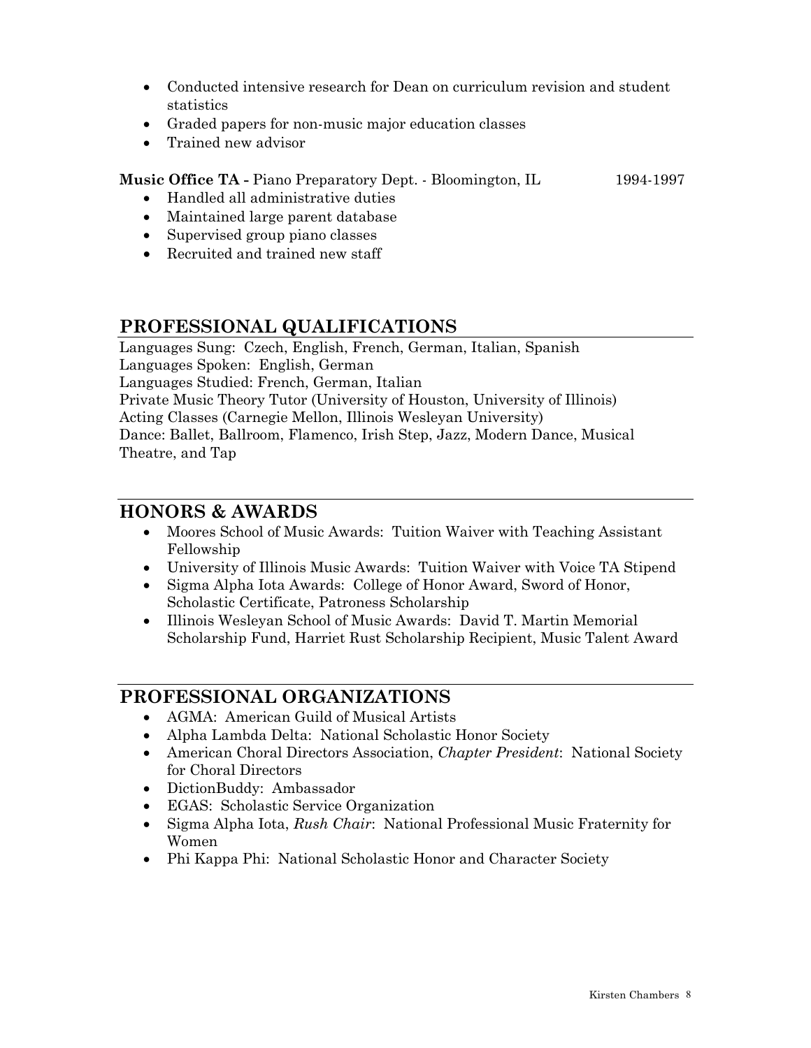- Conducted intensive research for Dean on curriculum revision and student statistics
- Graded papers for non-music major education classes
- Trained new advisor

**Music Office TA -** Piano Preparatory Dept. - Bloomington, IL 1994-1997

- Handled all administrative duties
- Maintained large parent database
- Supervised group piano classes
- Recruited and trained new staff

## PROFESSIONAL QUALIFICATIONS

Languages Sung: Czech, English, French, German, Italian, Spanish
Languages Spoken: English, German
Languages Studied: French, German, Italian
Private Music Theory Tutor (University of Houston, University of Illinois)
Acting Classes (Carnegie Mellon, Illinois Wesleyan University)
Dance: Ballet, Ballroom, Flamenco, Irish Step, Jazz, Modern Dance, Musical Theatre, and Tap

## HONORS & AWARDS

- Moores School of Music Awards: Tuition Waiver with Teaching Assistant Fellowship
- University of Illinois Music Awards: Tuition Waiver with Voice TA Stipend
- Sigma Alpha Iota Awards: College of Honor Award, Sword of Honor, Scholastic Certificate, Patroness Scholarship
- Illinois Wesleyan School of Music Awards: David T. Martin Memorial Scholarship Fund, Harriet Rust Scholarship Recipient, Music Talent Award

## PROFESSIONAL ORGANIZATIONS

- AGMA: American Guild of Musical Artists
- Alpha Lambda Delta: National Scholastic Honor Society
- American Choral Directors Association, *Chapter President*: National Society for Choral Directors
- DictionBuddy: Ambassador
- EGAS: Scholastic Service Organization
- Sigma Alpha Iota, *Rush Chair*: National Professional Music Fraternity for Women
- Phi Kappa Phi: National Scholastic Honor and Character Society